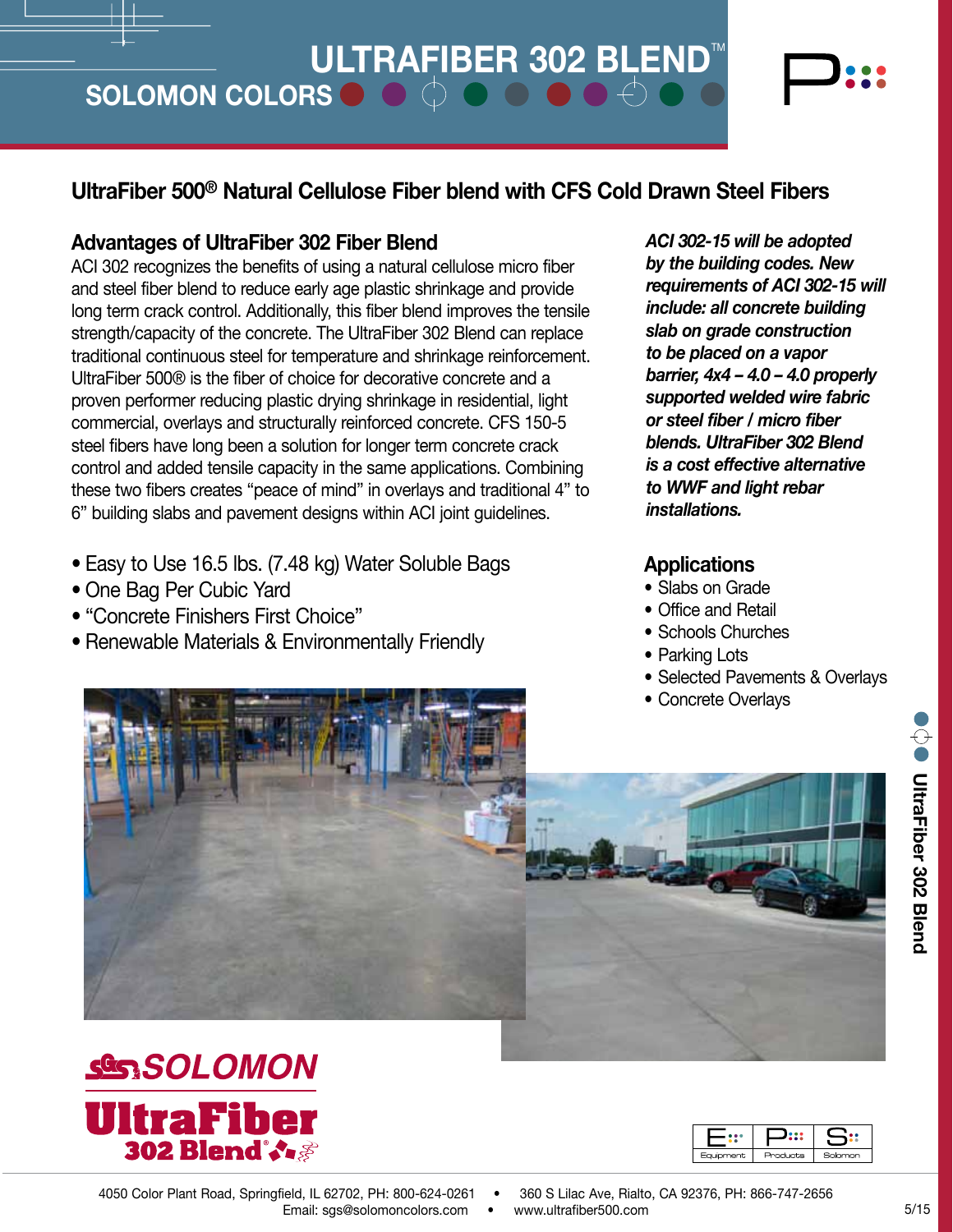# ULTRAFIBER 302 BLEND™

SOLOMON COLORS

## UltraFiber 500® Natural Cellulose Fiber blend with CFS Cold Drawn Steel Fibers

### Advantages of UltraFiber 302 Fiber Blend

ACI 302 recognizes the benefits of using a natural cellulose micro fiber and steel fiber blend to reduce early age plastic shrinkage and provide long term crack control. Additionally, this fiber blend improves the tensile strength/capacity of the concrete. The UltraFiber 302 Blend can replace traditional continuous steel for temperature and shrinkage reinforcement. UltraFiber 500® is the fiber of choice for decorative concrete and a proven performer reducing plastic drying shrinkage in residential, light commercial, overlays and structurally reinforced concrete. CFS 150-5 steel fibers have long been a solution for longer term concrete crack control and added tensile capacity in the same applications. Combining these two fibers creates "peace of mind" in overlays and traditional 4" to 6" building slabs and pavement designs within ACI joint guidelines.

- Easy to Use 16.5 lbs. (7.48 kg) Water Soluble Bags
- One Bag Per Cubic Yard
- "Concrete Finishers First Choice"
- Renewable Materials & Environmentally Friendly

***ACI 302-15 will be adopted by the building codes. New requirements of ACI 302-15 will include: all concrete building slab on grade construction to be placed on a vapor barrier, 4x4 – 4.0 – 4.0 properly supported welded wire fabric or steel fiber / micro fiber blends. UltraFiber 302 Blend is a cost effective alternative to WWF and light rebar installations.***

### Applications

- Slabs on Grade
- Office and Retail
- Schools Churches
- Parking Lots
- Selected Pavements & Overlays
- Concrete Overlays

SGS SOLOMON

UltraFiber 302 Blend®

4050 Color Plant Road, Springfield, IL 62702, PH: 800-624-0261 • 360 S Lilac Ave, Rialto, CA 92376, PH: 866-747-2656
Email: sgs@solomoncolors.com • www.ultrafiber500.com

5/15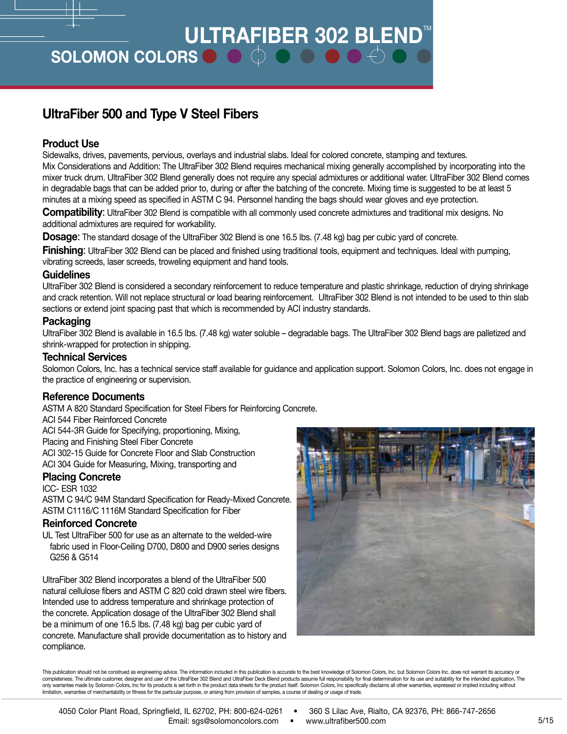# ULTRAFIBER 302 BLEND™

SOLOMON COLORS

## UltraFiber 500 and Type V Steel Fibers

### Product Use

Sidewalks, drives, pavements, pervious, overlays and industrial slabs. Ideal for colored concrete, stamping and textures.
Mix Considerations and Addition: The UltraFiber 302 Blend requires mechanical mixing generally accomplished by incorporating into the mixer truck drum. UltraFiber 302 Blend generally does not require any special admixtures or additional water. UltraFiber 302 Blend comes in degradable bags that can be added prior to, during or after the batching of the concrete. Mixing time is suggested to be at least 5 minutes at a mixing speed as specified in ASTM C 94. Personnel handing the bags should wear gloves and eye protection.

**Compatibility**: UltraFiber 302 Blend is compatible with all commonly used concrete admixtures and traditional mix designs. No additional admixtures are required for workability.

**Dosage**: The standard dosage of the UltraFiber 302 Blend is one 16.5 lbs. (7.48 kg) bag per cubic yard of concrete.

**Finishing**: UltraFiber 302 Blend can be placed and finished using traditional tools, equipment and techniques. Ideal with pumping, vibrating screeds, laser screeds, troweling equipment and hand tools.

### Guidelines

UltraFiber 302 Blend is considered a secondary reinforcement to reduce temperature and plastic shrinkage, reduction of drying shrinkage and crack retention. Will not replace structural or load bearing reinforcement. UltraFiber 302 Blend is not intended to be used to thin slab sections or extend joint spacing past that which is recommended by ACI industry standards.

### Packaging

UltraFiber 302 Blend is available in 16.5 lbs. (7.48 kg) water soluble – degradable bags. The UltraFiber 302 Blend bags are palletized and shrink-wrapped for protection in shipping.

### Technical Services

Solomon Colors, Inc. has a technical service staff available for guidance and application support. Solomon Colors, Inc. does not engage in the practice of engineering or supervision.

### Reference Documents

ASTM A 820 Standard Specification for Steel Fibers for Reinforcing Concrete.
ACI 544 Fiber Reinforced Concrete
ACI 544-3R Guide for Specifying, proportioning, Mixing, Placing and Finishing Steel Fiber Concrete
ACI 302-15 Guide for Concrete Floor and Slab Construction
ACI 304 Guide for Measuring, Mixing, transporting and

### Placing Concrete

ICC- ESR 1032
ASTM C 94/C 94M Standard Specification for Ready-Mixed Concrete.
ASTM C1116/C 1116M Standard Specification for Fiber

### Reinforced Concrete

UL Test UltraFiber 500 for use as an alternate to the welded-wire fabric used in Floor-Ceiling D700, D800 and D900 series designs G256 & G514

UltraFiber 302 Blend incorporates a blend of the UltraFiber 500 natural cellulose fibers and ASTM C 820 cold drawn steel wire fibers. Intended use to address temperature and shrinkage protection of the concrete. Application dosage of the UltraFiber 302 Blend shall be a minimum of one 16.5 lbs. (7.48 kg) bag per cubic yard of concrete. Manufacture shall provide documentation as to history and compliance.

This publication should not be construed as engineering advice. The information included in this publication is accurate to the best knowledge of Solomon Colors, Inc. but Solomon Colors Inc. does not warrant its accuracy or completeness. The ultimate customer, designer and user of the UltraFiber 302 Blend and UltraFiber Deck Blend products assume full responsibility for final determination for its use and suitability for the intended application. The only warrantee made by Solomon Colors, Inc for its products is set forth in the product data sheets for the product itself. Solomon Colors, Inc specifically disclaims all other warranties, expressed or implied including without limitation, warranties of merchantability or fitness for the particular purpose, or arising from provision of samples, a course of dealing or usage of trade.

4050 Color Plant Road, Springfield, IL 62702, PH: 800-624-0261 • 360 S Lilac Ave, Rialto, CA 92376, PH: 866-747-2656
Email: sgs@solomoncolors.com • www.ultrafiber500.com

5/15